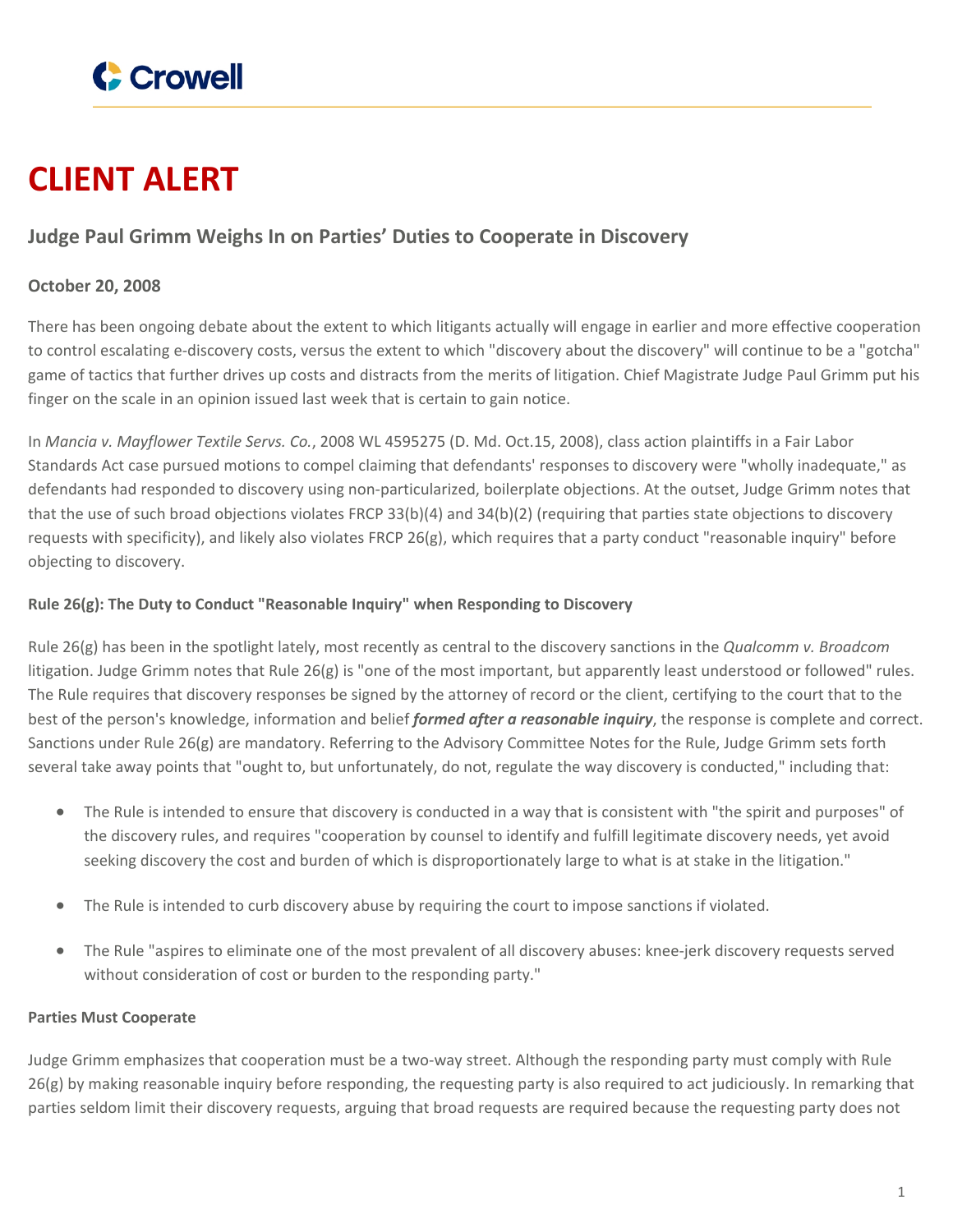# CLIENT ALERT

## Judge Paul Grimm Weighs In on Parties' Duties to Cooperate in Discovery

**October 20, 2008**

There has been ongoing debate about the extent to which litigants actually will engage in earlier and more effective cooperation to control escalating e-discovery costs, versus the extent to which "discovery about the discovery" will continue to be a "gotcha" game of tactics that further drives up costs and distracts from the merits of litigation. Chief Magistrate Judge Paul Grimm put his finger on the scale in an opinion issued last week that is certain to gain notice.

In *Mancia v. Mayflower Textile Servs. Co.*, 2008 WL 4595275 (D. Md. Oct.15, 2008), class action plaintiffs in a Fair Labor Standards Act case pursued motions to compel claiming that defendants' responses to discovery were "wholly inadequate," as defendants had responded to discovery using non-particularized, boilerplate objections. At the outset, Judge Grimm notes that that the use of such broad objections violates FRCP 33(b)(4) and 34(b)(2) (requiring that parties state objections to discovery requests with specificity), and likely also violates FRCP 26(g), which requires that a party conduct "reasonable inquiry" before objecting to discovery.

**Rule 26(g): The Duty to Conduct "Reasonable Inquiry" when Responding to Discovery**

Rule 26(g) has been in the spotlight lately, most recently as central to the discovery sanctions in the *Qualcomm v. Broadcom* litigation. Judge Grimm notes that Rule 26(g) is "one of the most important, but apparently least understood or followed" rules. The Rule requires that discovery responses be signed by the attorney of record or the client, certifying to the court that to the best of the person's knowledge, information and belief ***formed after a reasonable inquiry***, the response is complete and correct. Sanctions under Rule 26(g) are mandatory. Referring to the Advisory Committee Notes for the Rule, Judge Grimm sets forth several take away points that "ought to, but unfortunately, do not, regulate the way discovery is conducted," including that:

- The Rule is intended to ensure that discovery is conducted in a way that is consistent with "the spirit and purposes" of the discovery rules, and requires "cooperation by counsel to identify and fulfill legitimate discovery needs, yet avoid seeking discovery the cost and burden of which is disproportionately large to what is at stake in the litigation."
- The Rule is intended to curb discovery abuse by requiring the court to impose sanctions if violated.
- The Rule "aspires to eliminate one of the most prevalent of all discovery abuses: knee-jerk discovery requests served without consideration of cost or burden to the responding party."

**Parties Must Cooperate**

Judge Grimm emphasizes that cooperation must be a two-way street. Although the responding party must comply with Rule 26(g) by making reasonable inquiry before responding, the requesting party is also required to act judiciously. In remarking that parties seldom limit their discovery requests, arguing that broad requests are required because the requesting party does not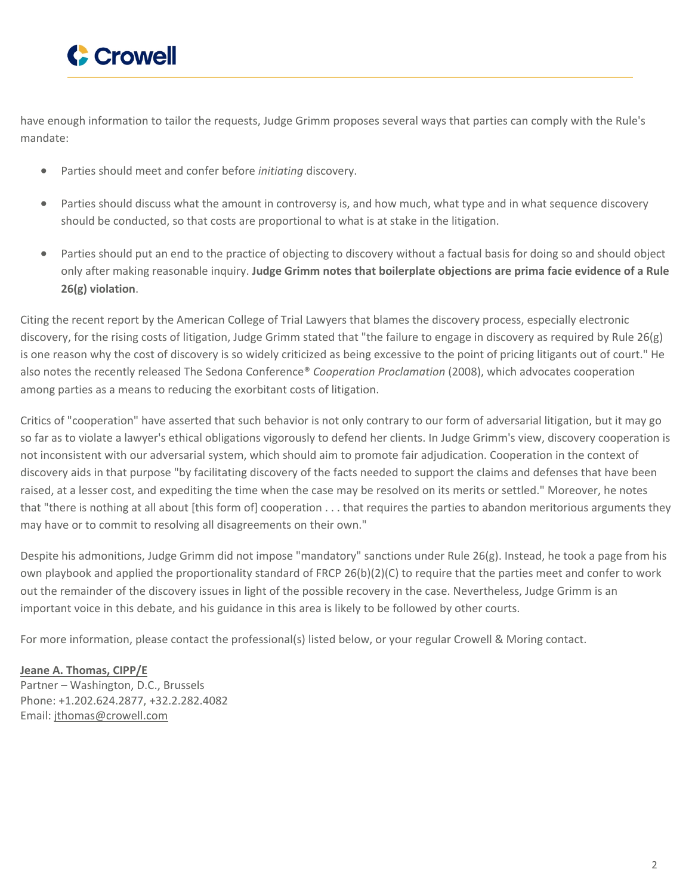have enough information to tailor the requests, Judge Grimm proposes several ways that parties can comply with the Rule's mandate:

- Parties should meet and confer before *initiating* discovery.
- Parties should discuss what the amount in controversy is, and how much, what type and in what sequence discovery should be conducted, so that costs are proportional to what is at stake in the litigation.
- Parties should put an end to the practice of objecting to discovery without a factual basis for doing so and should object only after making reasonable inquiry. **Judge Grimm notes that boilerplate objections are prima facie evidence of a Rule 26(g) violation**.

Citing the recent report by the American College of Trial Lawyers that blames the discovery process, especially electronic discovery, for the rising costs of litigation, Judge Grimm stated that "the failure to engage in discovery as required by Rule 26(g) is one reason why the cost of discovery is so widely criticized as being excessive to the point of pricing litigants out of court." He also notes the recently released The Sedona Conference® *Cooperation Proclamation* (2008), which advocates cooperation among parties as a means to reducing the exorbitant costs of litigation.

Critics of "cooperation" have asserted that such behavior is not only contrary to our form of adversarial litigation, but it may go so far as to violate a lawyer's ethical obligations vigorously to defend her clients. In Judge Grimm's view, discovery cooperation is not inconsistent with our adversarial system, which should aim to promote fair adjudication. Cooperation in the context of discovery aids in that purpose "by facilitating discovery of the facts needed to support the claims and defenses that have been raised, at a lesser cost, and expediting the time when the case may be resolved on its merits or settled." Moreover, he notes that "there is nothing at all about [this form of] cooperation . . . that requires the parties to abandon meritorious arguments they may have or to commit to resolving all disagreements on their own."

Despite his admonitions, Judge Grimm did not impose "mandatory" sanctions under Rule 26(g). Instead, he took a page from his own playbook and applied the proportionality standard of FRCP 26(b)(2)(C) to require that the parties meet and confer to work out the remainder of the discovery issues in light of the possible recovery in the case. Nevertheless, Judge Grimm is an important voice in this debate, and his guidance in this area is likely to be followed by other courts.

For more information, please contact the professional(s) listed below, or your regular Crowell & Moring contact.

**Jeane A. Thomas, CIPP/E**
Partner – Washington, D.C., Brussels
Phone: +1.202.624.2877, +32.2.282.4082
Email: jthomas@crowell.com